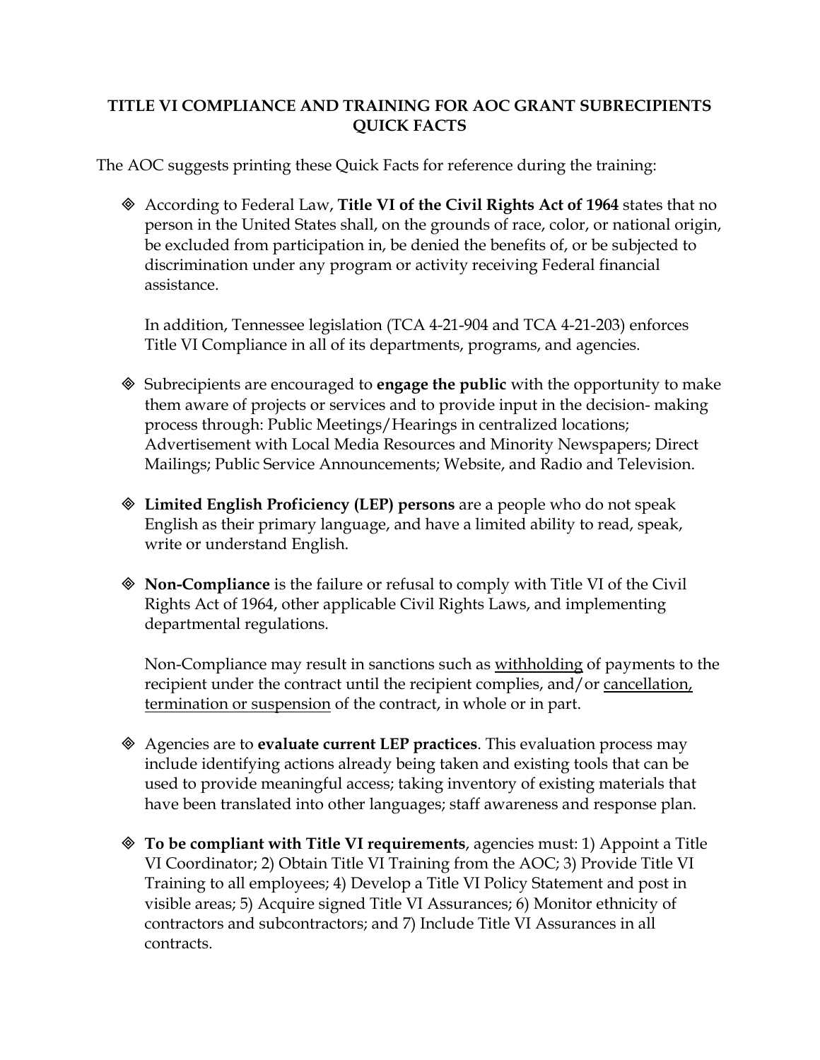# TITLE VI COMPLIANCE AND TRAINING FOR AOC GRANT SUBRECIPIENTS QUICK FACTS

The AOC suggests printing these Quick Facts for reference during the training:

- According to Federal Law, **Title VI of the Civil Rights Act of 1964** states that no person in the United States shall, on the grounds of race, color, or national origin, be excluded from participation in, be denied the benefits of, or be subjected to discrimination under any program or activity receiving Federal financial assistance.

  In addition, Tennessee legislation (TCA 4-21-904 and TCA 4-21-203) enforces Title VI Compliance in all of its departments, programs, and agencies.

- Subrecipients are encouraged to **engage the public** with the opportunity to make them aware of projects or services and to provide input in the decision- making process through: Public Meetings/Hearings in centralized locations; Advertisement with Local Media Resources and Minority Newspapers; Direct Mailings; Public Service Announcements; Website, and Radio and Television.

- **Limited English Proficiency (LEP) persons** are a people who do not speak English as their primary language, and have a limited ability to read, speak, write or understand English.

- **Non-Compliance** is the failure or refusal to comply with Title VI of the Civil Rights Act of 1964, other applicable Civil Rights Laws, and implementing departmental regulations.

  Non-Compliance may result in sanctions such as <u>withholding</u> of payments to the recipient under the contract until the recipient complies, and/or <u>cancellation, termination or suspension</u> of the contract, in whole or in part.

- Agencies are to **evaluate current LEP practices**. This evaluation process may include identifying actions already being taken and existing tools that can be used to provide meaningful access; taking inventory of existing materials that have been translated into other languages; staff awareness and response plan.

- **To be compliant with Title VI requirements**, agencies must: 1) Appoint a Title VI Coordinator; 2) Obtain Title VI Training from the AOC; 3) Provide Title VI Training to all employees; 4) Develop a Title VI Policy Statement and post in visible areas; 5) Acquire signed Title VI Assurances; 6) Monitor ethnicity of contractors and subcontractors; and 7) Include Title VI Assurances in all contracts.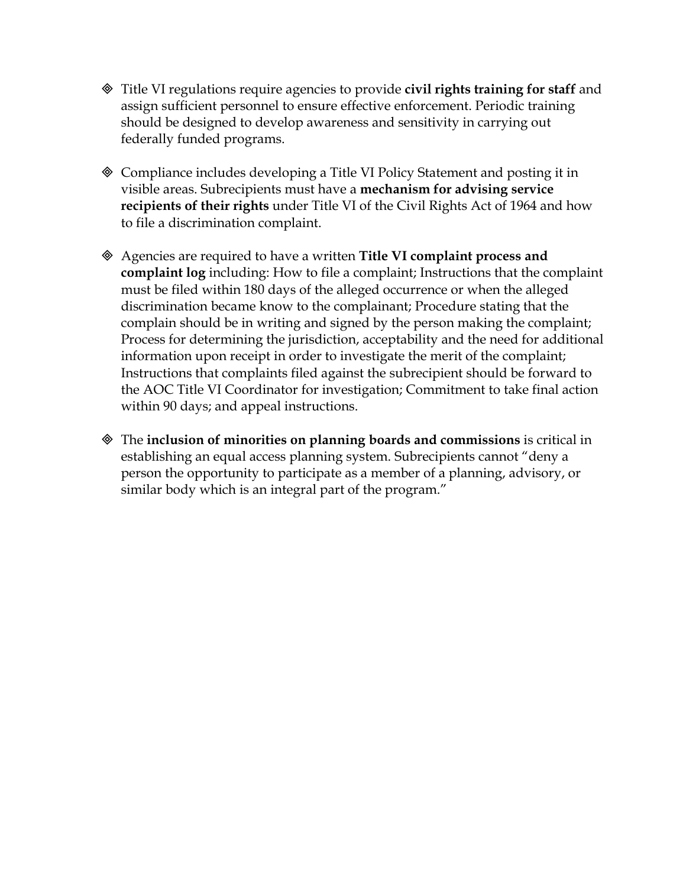- Title VI regulations require agencies to provide **civil rights training for staff** and assign sufficient personnel to ensure effective enforcement. Periodic training should be designed to develop awareness and sensitivity in carrying out federally funded programs.

- Compliance includes developing a Title VI Policy Statement and posting it in visible areas. Subrecipients must have a **mechanism for advising service recipients of their rights** under Title VI of the Civil Rights Act of 1964 and how to file a discrimination complaint.

- Agencies are required to have a written **Title VI complaint process and complaint log** including: How to file a complaint; Instructions that the complaint must be filed within 180 days of the alleged occurrence or when the alleged discrimination became know to the complainant; Procedure stating that the complain should be in writing and signed by the person making the complaint; Process for determining the jurisdiction, acceptability and the need for additional information upon receipt in order to investigate the merit of the complaint; Instructions that complaints filed against the subrecipient should be forward to the AOC Title VI Coordinator for investigation; Commitment to take final action within 90 days; and appeal instructions.

- The **inclusion of minorities on planning boards and commissions** is critical in establishing an equal access planning system. Subrecipients cannot "deny a person the opportunity to participate as a member of a planning, advisory, or similar body which is an integral part of the program."